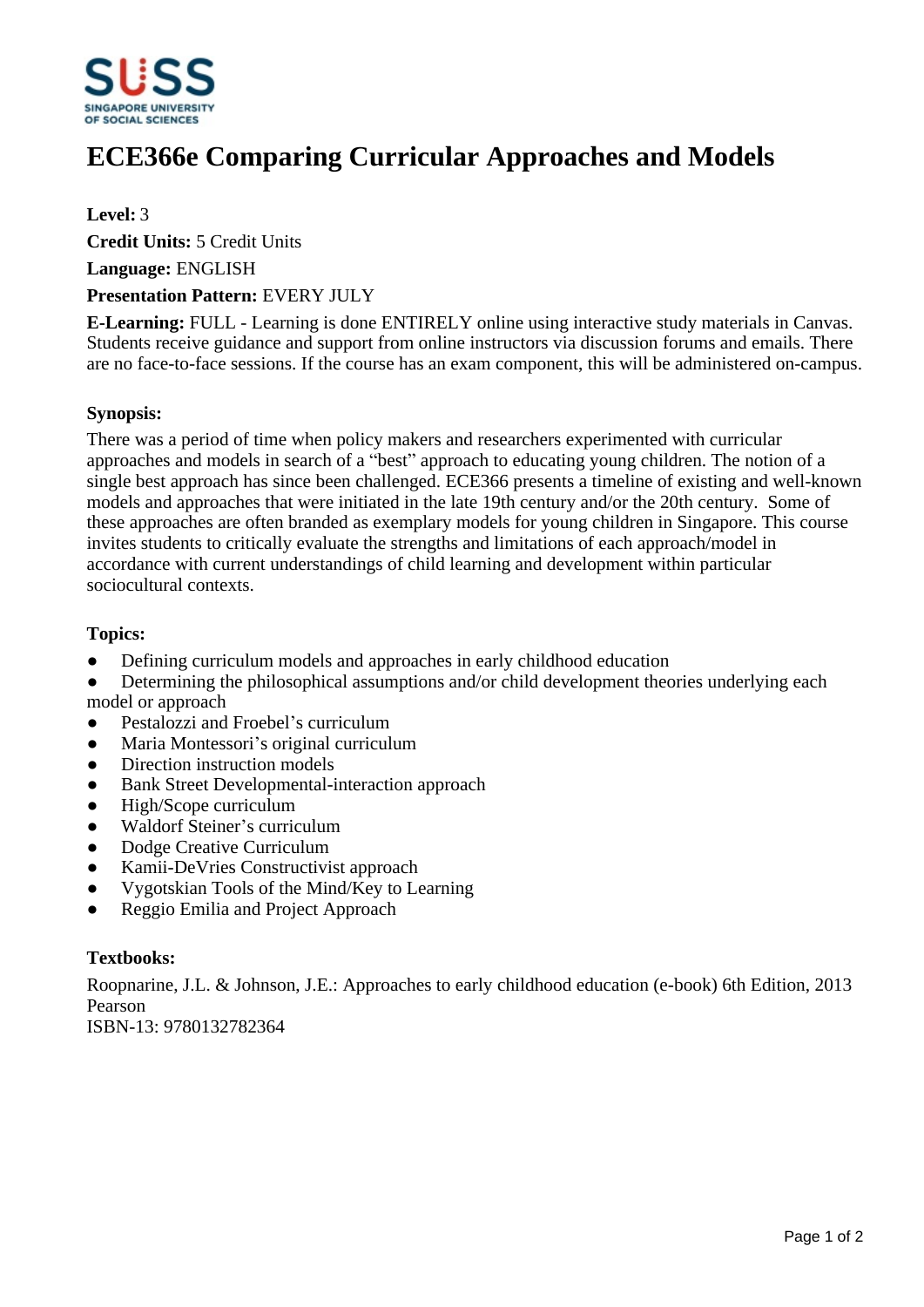# ECE366e Comparing Curricular Approaches and Models

**Level:** 3

**Credit Units:** 5 Credit Units

**Language:** ENGLISH

**Presentation Pattern:** EVERY JULY

**E-Learning:** FULL - Learning is done ENTIRELY online using interactive study materials in Canvas. Students receive guidance and support from online instructors via discussion forums and emails. There are no face-to-face sessions. If the course has an exam component, this will be administered on-campus.

**Synopsis:**

There was a period of time when policy makers and researchers experimented with curricular approaches and models in search of a "best" approach to educating young children. The notion of a single best approach has since been challenged. ECE366 presents a timeline of existing and well-known models and approaches that were initiated in the late 19th century and/or the 20th century. Some of these approaches are often branded as exemplary models for young children in Singapore. This course invites students to critically evaluate the strengths and limitations of each approach/model in accordance with current understandings of child learning and development within particular sociocultural contexts.

**Topics:**

- Defining curriculum models and approaches in early childhood education
- Determining the philosophical assumptions and/or child development theories underlying each model or approach
- Pestalozzi and Froebel's curriculum
- Maria Montessori's original curriculum
- Direction instruction models
- Bank Street Developmental-interaction approach
- High/Scope curriculum
- Waldorf Steiner's curriculum
- Dodge Creative Curriculum
- Kamii-DeVries Constructivist approach
- Vygotskian Tools of the Mind/Key to Learning
- Reggio Emilia and Project Approach

**Textbooks:**

Roopnarine, J.L. & Johnson, J.E.: Approaches to early childhood education (e-book) 6th Edition, 2013 Pearson
ISBN-13: 9780132782364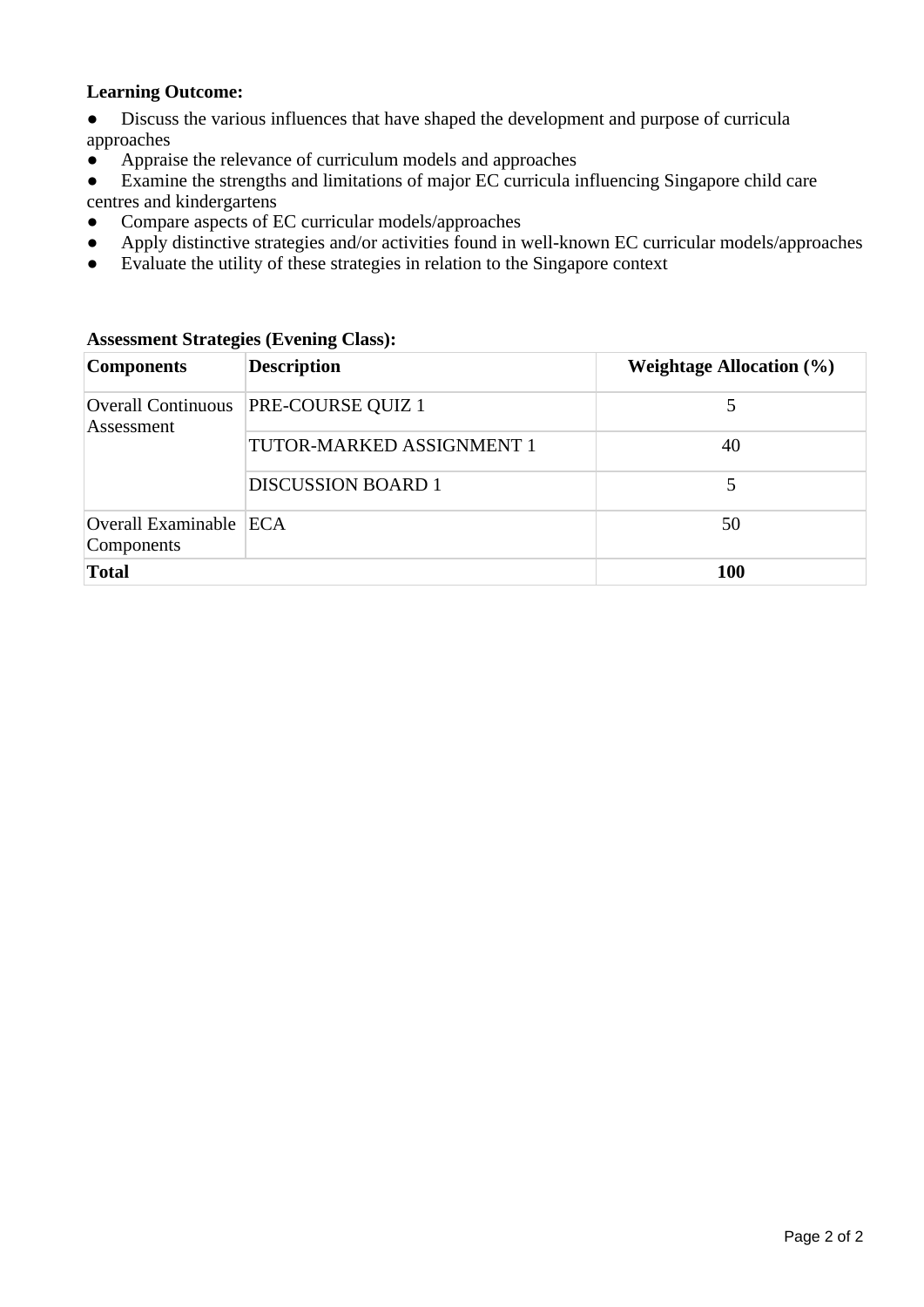**Learning Outcome:**

- Discuss the various influences that have shaped the development and purpose of curricula approaches
- Appraise the relevance of curriculum models and approaches
- Examine the strengths and limitations of major EC curricula influencing Singapore child care centres and kindergartens
- Compare aspects of EC curricular models/approaches
- Apply distinctive strategies and/or activities found in well-known EC curricular models/approaches
- Evaluate the utility of these strategies in relation to the Singapore context

**Assessment Strategies (Evening Class):**

| **Components** | **Description** | **Weightage Allocation (%)** |
|---|---|---|
| Overall Continuous Assessment | PRE-COURSE QUIZ 1 | 5 |
| | TUTOR-MARKED ASSIGNMENT 1 | 40 |
| | DISCUSSION BOARD 1 | 5 |
| Overall Examinable Components | ECA | 50 |
| **Total** | | **100** |